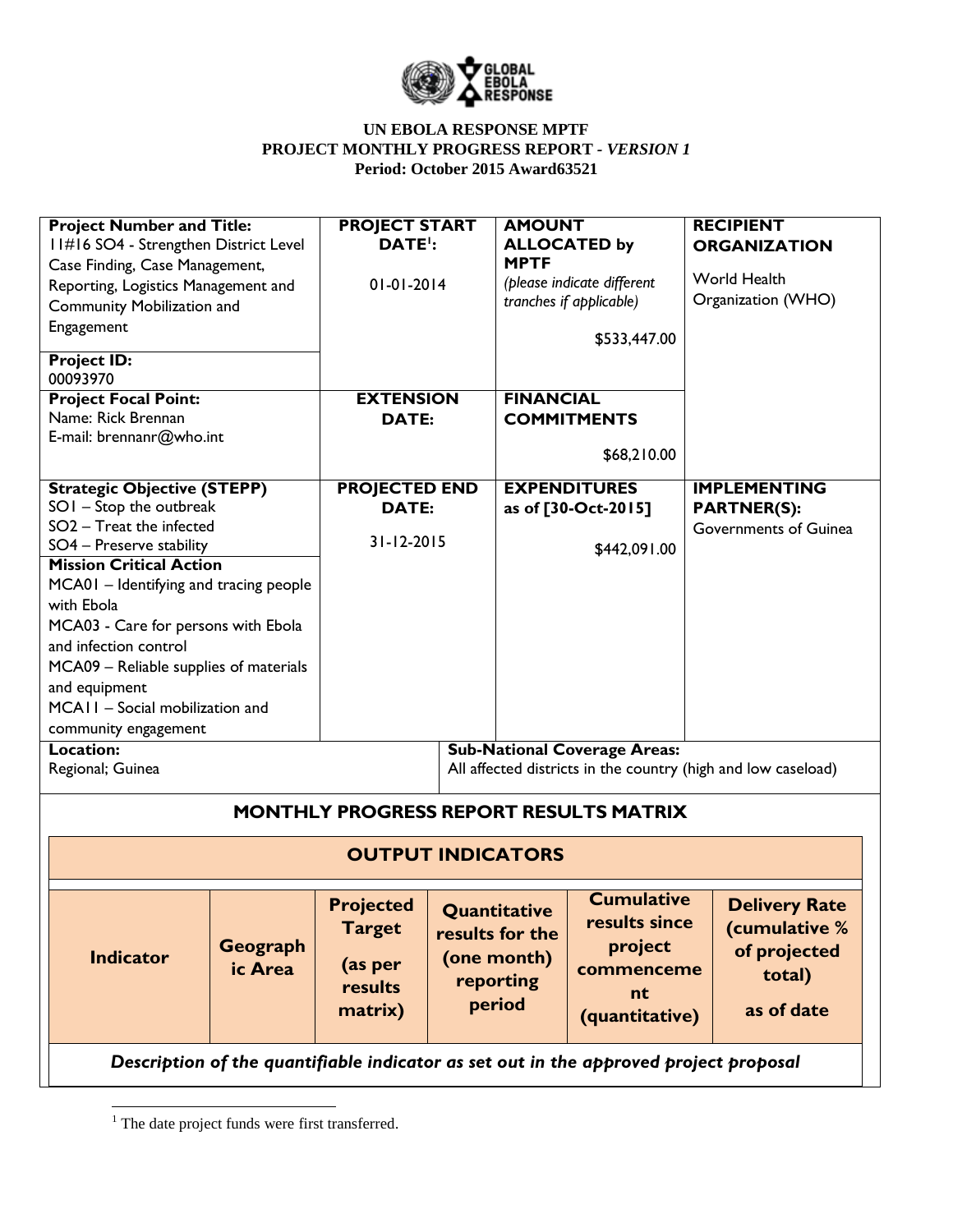**UN EBOLA RESPONSE MPTF**
**PROJECT MONTHLY PROGRESS REPORT - *VERSION 1***
**Period: October 2015 Award63521**

| **Project Number and Title:** 11#16 SO4 - Strengthen District Level Case Finding, Case Management, Reporting, Logistics Management and Community Mobilization and Engagement | **PROJECT START DATE[1]:** 01-01-2014 | **AMOUNT ALLOCATED by MPTF** *(please indicate different tranches if applicable)* $533,447.00 | **RECIPIENT ORGANIZATION** World Health Organization (WHO) |
|---|---|---|---|
| **Project ID:** 00093970 | | | |
| **Project Focal Point:** Name: Rick Brennan E-mail: brennanr@who.int | **EXTENSION DATE:** | **FINANCIAL COMMITMENTS** $68,210.00 | |
| **Strategic Objective (STEPP)** SO1 – Stop the outbreak SO2 – Treat the infected SO4 – Preserve stability **Mission Critical Action** MCA01 – Identifying and tracing people with Ebola MCA03 - Care for persons with Ebola and infection control MCA09 – Reliable supplies of materials and equipment MCA11 – Social mobilization and community engagement | **PROJECTED END DATE:** 31-12-2015 | **EXPENDITURES as of [30-Oct-2015]** $442,091.00 | **IMPLEMENTING PARTNER(S):** Governments of Guinea |
| **Location:** Regional; Guinea | | **Sub-National Coverage Areas:** All affected districts in the country (high and low caseload) | |

## MONTHLY PROGRESS REPORT RESULTS MATRIX

### OUTPUT INDICATORS

| Indicator | Geographic Area | Projected Target (as per results matrix) | Quantitative results for the (one month) reporting period | Cumulative results since project commencement (quantitative) | Delivery Rate (cumulative % of projected total) as of date |
|---|---|---|---|---|---|
| *Description of the quantifiable indicator as set out in the approved project proposal* | | | | | |

[1] The date project funds were first transferred.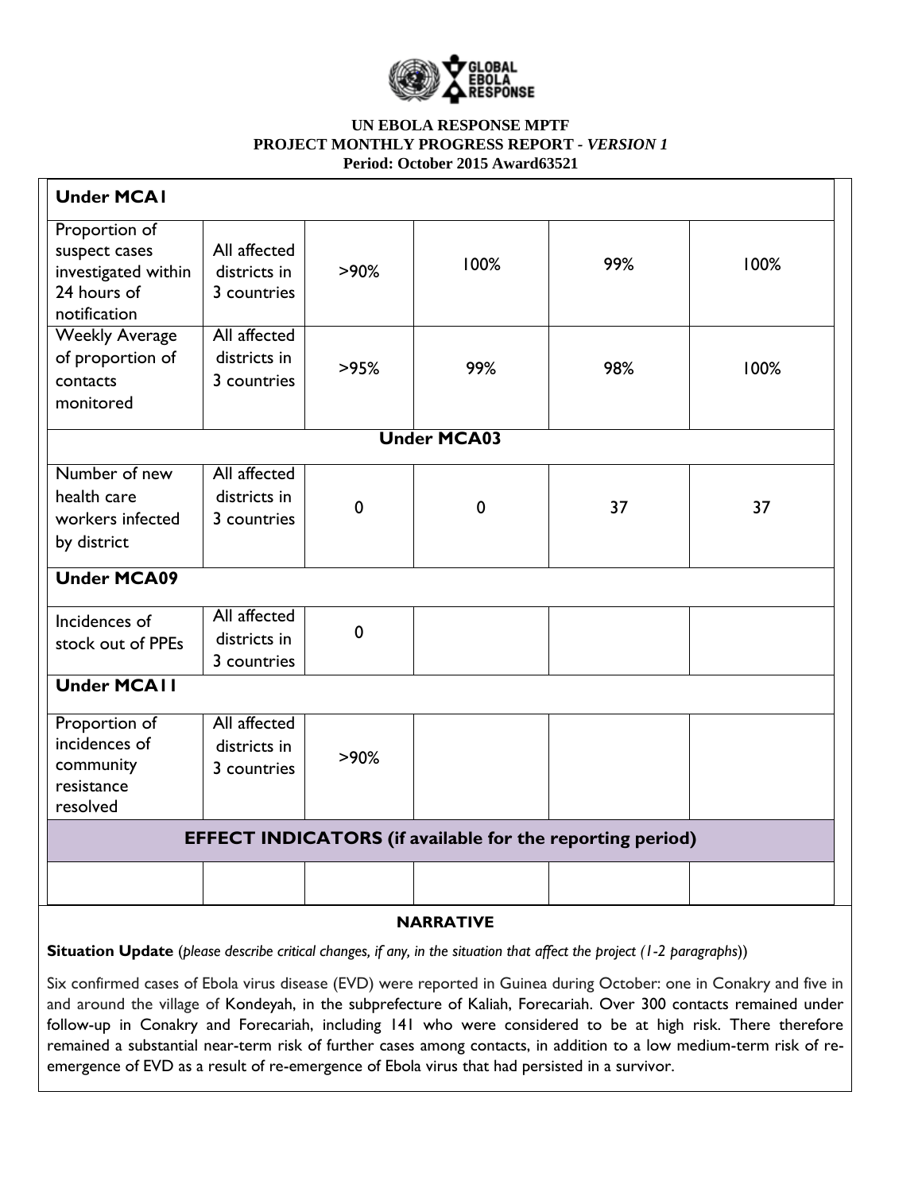**UN EBOLA RESPONSE MPTF**
**PROJECT MONTHLY PROGRESS REPORT -** ***VERSION 1***
**Period: October 2015 Award63521**

| **Under MCA1** | | | | | |
|---|---|---|---|---|---|
| Proportion of suspect cases investigated within 24 hours of notification | All affected districts in 3 countries | >90% | 100% | 99% | 100% |
| Weekly Average of proportion of contacts monitored | All affected districts in 3 countries | >95% | 99% | 98% | 100% |
| **Under MCA03** | | | | | |
| Number of new health care workers infected by district | All affected districts in 3 countries | 0 | 0 | 37 | 37 |
| **Under MCA09** | | | | | |
| Incidences of stock out of PPEs | All affected districts in 3 countries | 0 | | | |
| **Under MCA11** | | | | | |
| Proportion of incidences of community resistance resolved | All affected districts in 3 countries | >90% | | | |
| **EFFECT INDICATORS (if available for the reporting period)** | | | | | |
| | | | | | |

**NARRATIVE**

**Situation Update** (*please describe critical changes, if any, in the situation that affect the project (1-2 paragraphs)*)

Six confirmed cases of Ebola virus disease (EVD) were reported in Guinea during October: one in Conakry and five in and around the village of Kondeyah, in the subprefecture of Kaliah, Forecariah. Over 300 contacts remained under follow-up in Conakry and Forecariah, including 141 who were considered to be at high risk. There therefore remained a substantial near-term risk of further cases among contacts, in addition to a low medium-term risk of re-emergence of EVD as a result of re-emergence of Ebola virus that had persisted in a survivor.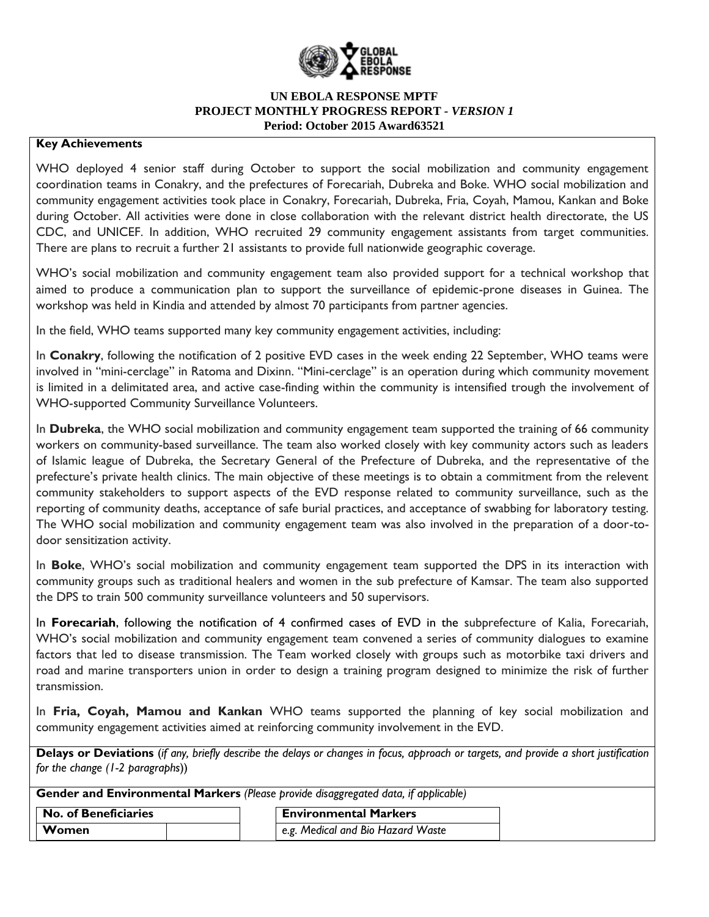**UN EBOLA RESPONSE MPTF**
**PROJECT MONTHLY PROGRESS REPORT - *VERSION 1***
**Period: October 2015 Award63521**

**Key Achievements**

WHO deployed 4 senior staff during October to support the social mobilization and community engagement coordination teams in Conakry, and the prefectures of Forecariah, Dubreka and Boke. WHO social mobilization and community engagement activities took place in Conakry, Forecariah, Dubreka, Fria, Coyah, Mamou, Kankan and Boke during October. All activities were done in close collaboration with the relevant district health directorate, the US CDC, and UNICEF. In addition, WHO recruited 29 community engagement assistants from target communities. There are plans to recruit a further 21 assistants to provide full nationwide geographic coverage.

WHO's social mobilization and community engagement team also provided support for a technical workshop that aimed to produce a communication plan to support the surveillance of epidemic-prone diseases in Guinea. The workshop was held in Kindia and attended by almost 70 participants from partner agencies.

In the field, WHO teams supported many key community engagement activities, including:

In **Conakry**, following the notification of 2 positive EVD cases in the week ending 22 September, WHO teams were involved in "mini-cerclage" in Ratoma and Dixinn. "Mini-cerclage" is an operation during which community movement is limited in a delimitated area, and active case-finding within the community is intensified trough the involvement of WHO-supported Community Surveillance Volunteers.

In **Dubreka**, the WHO social mobilization and community engagement team supported the training of 66 community workers on community-based surveillance. The team also worked closely with key community actors such as leaders of Islamic league of Dubreka, the Secretary General of the Prefecture of Dubreka, and the representative of the prefecture's private health clinics. The main objective of these meetings is to obtain a commitment from the relevent community stakeholders to support aspects of the EVD response related to community surveillance, such as the reporting of community deaths, acceptance of safe burial practices, and acceptance of swabbing for laboratory testing. The WHO social mobilization and community engagement team was also involved in the preparation of a door-to-door sensitization activity.

In **Boke**, WHO's social mobilization and community engagement team supported the DPS in its interaction with community groups such as traditional healers and women in the sub prefecture of Kamsar. The team also supported the DPS to train 500 community surveillance volunteers and 50 supervisors.

In **Forecariah**, following the notification of 4 confirmed cases of EVD in the subprefecture of Kalia, Forecariah, WHO's social mobilization and community engagement team convened a series of community dialogues to examine factors that led to disease transmission. The Team worked closely with groups such as motorbike taxi drivers and road and marine transporters union in order to design a training program designed to minimize the risk of further transmission.

In **Fria, Coyah, Mamou and Kankan** WHO teams supported the planning of key social mobilization and community engagement activities aimed at reinforcing community involvement in the EVD.

**Delays or Deviations** (*if any, briefly describe the delays or changes in focus, approach or targets, and provide a short justification for the change (1-2 paragraphs)*)

**Gender and Environmental Markers** *(Please provide disaggregated data, if applicable)*

| No. of Beneficiaries | |
|---|---|
| **Women** | |

| Environmental Markers |
|---|
| *e.g. Medical and Bio Hazard Waste* |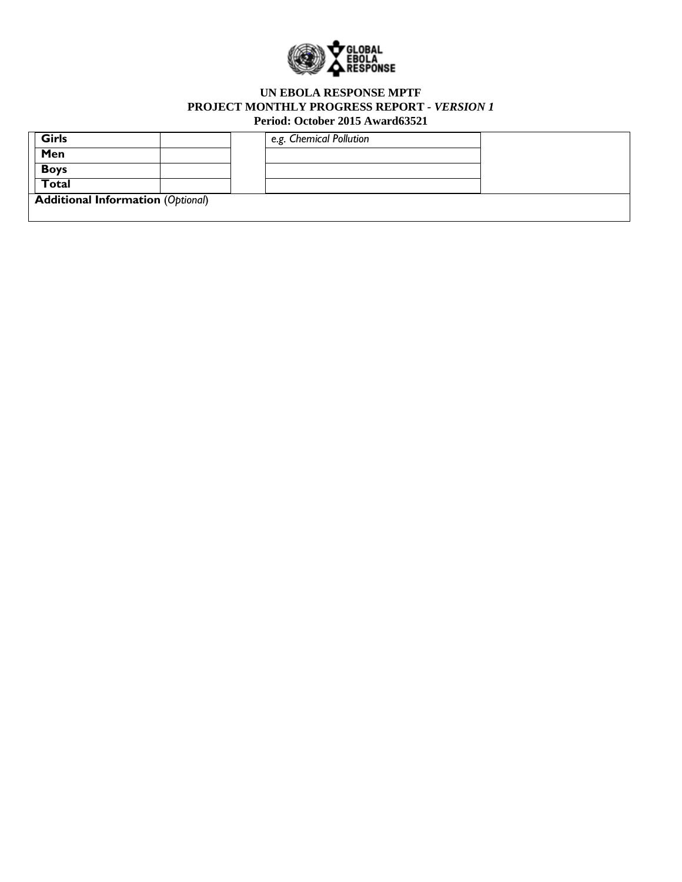UN EBOLA RESPONSE MPTF
PROJECT MONTHLY PROGRESS REPORT - *VERSION 1*
Period: October 2015 Award63521

| | | | | |
|---|---|---|---|---|
| **Girls** | | | *e.g. Chemical Pollution* | |
| **Men** | | | | |
| **Boys** | | | | |
| **Total** | | | | |

**Additional Information** (*Optional*)